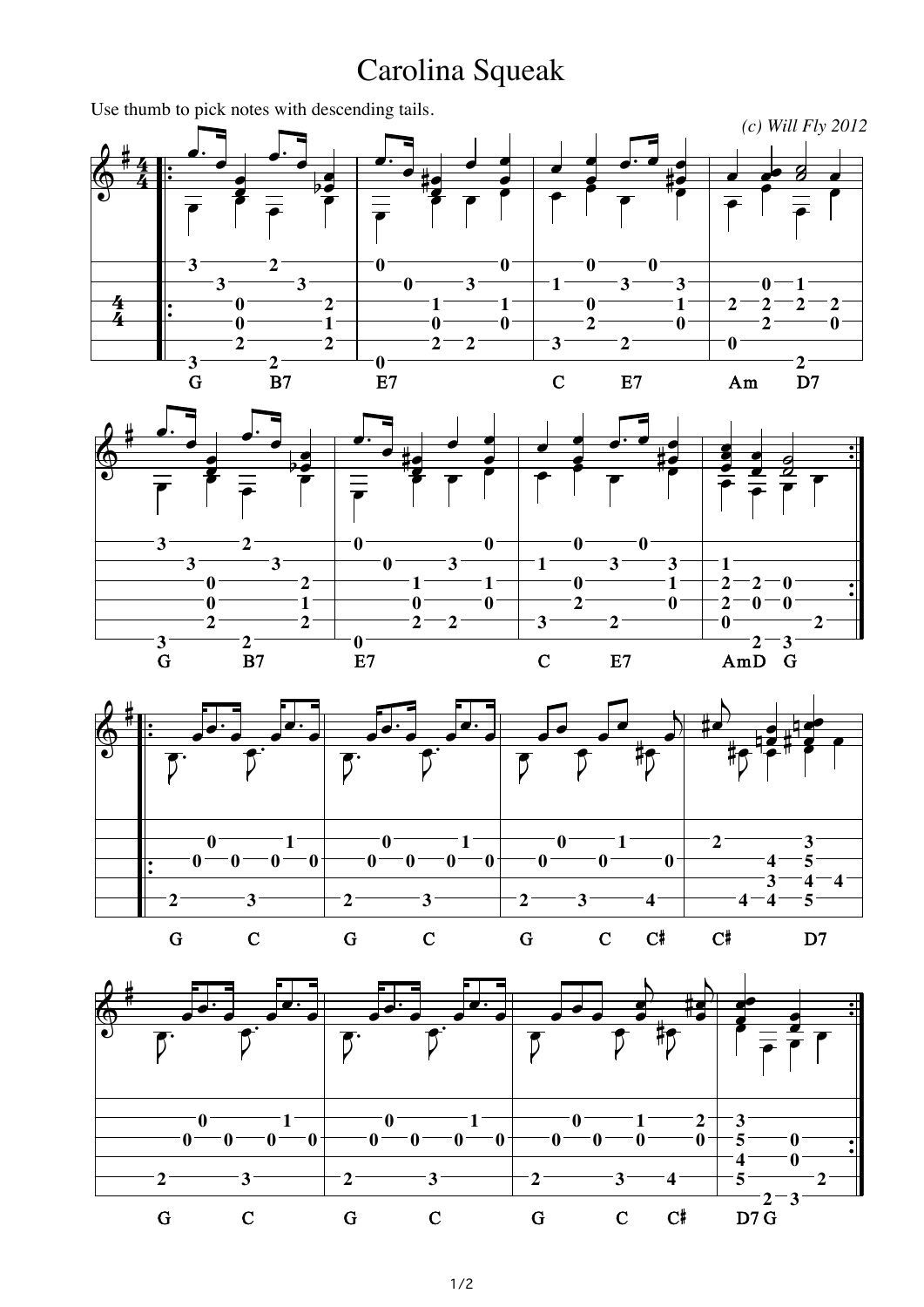# Carolina Squeak

Use thumb to pick notes with descending tails.

*(c) Will Fly 2012*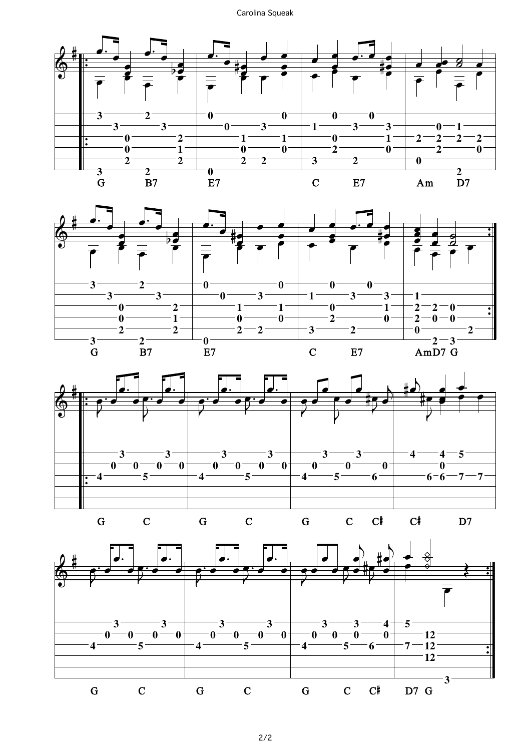G B7 E7 C E7 Am D7

G B7 E7 C E7 AmD7 G

G C G C G C C♯ C♯ D7

G C G C G C C♯ D7 G